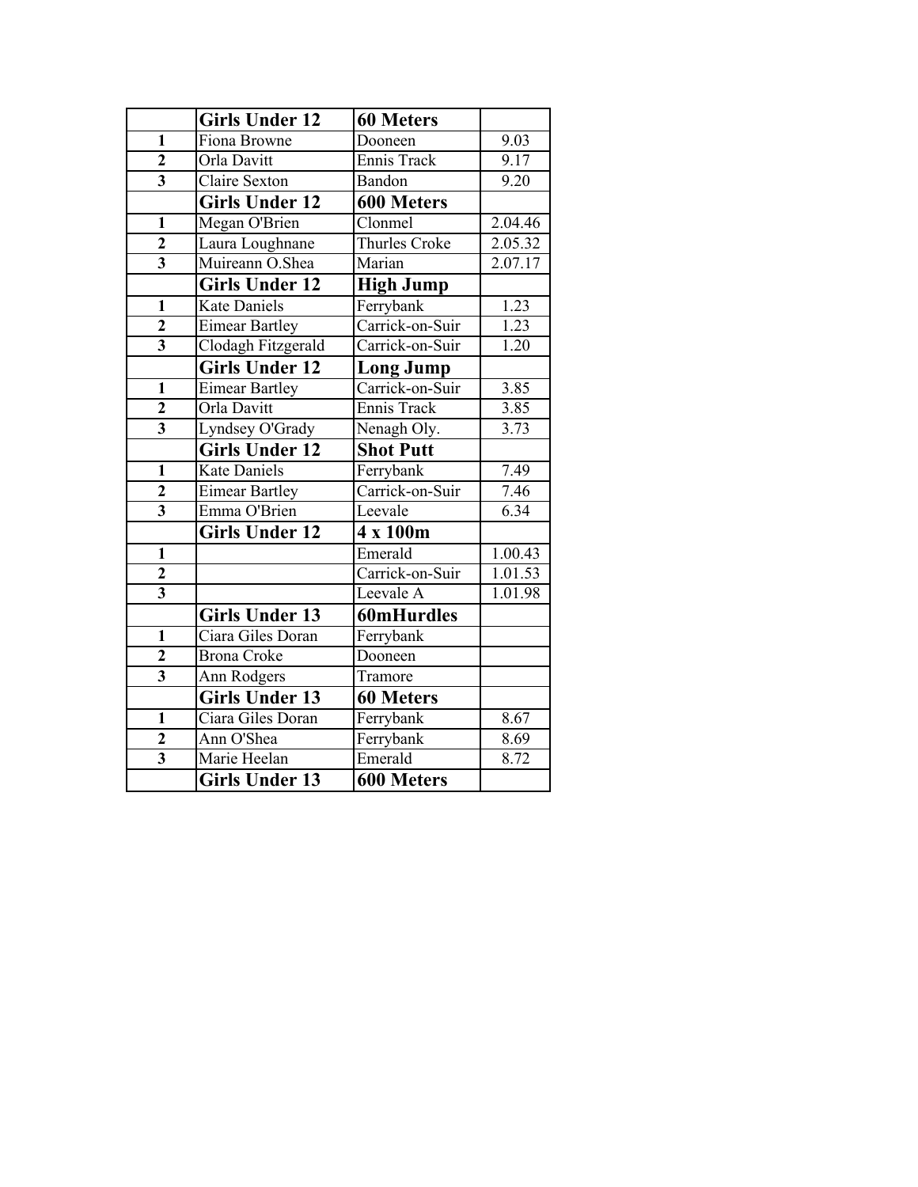| | Girls Under 12 | 60 Meters | |
|---|---|---|---|
| 1 | Fiona Browne | Dooneen | 9.03 |
| 2 | Orla Davitt | Ennis Track | 9.17 |
| 3 | Claire Sexton | Bandon | 9.20 |
| | **Girls Under 12** | **600 Meters** | |
| 1 | Megan O'Brien | Clonmel | 2.04.46 |
| 2 | Laura Loughnane | Thurles Croke | 2.05.32 |
| 3 | Muireann O.Shea | Marian | 2.07.17 |
| | **Girls Under 12** | **High Jump** | |
| 1 | Kate Daniels | Ferrybank | 1.23 |
| 2 | Eimear Bartley | Carrick-on-Suir | 1.23 |
| 3 | Clodagh Fitzgerald | Carrick-on-Suir | 1.20 |
| | **Girls Under 12** | **Long Jump** | |
| 1 | Eimear Bartley | Carrick-on-Suir | 3.85 |
| 2 | Orla Davitt | Ennis Track | 3.85 |
| 3 | Lyndsey O'Grady | Nenagh Oly. | 3.73 |
| | **Girls Under 12** | **Shot Putt** | |
| 1 | Kate Daniels | Ferrybank | 7.49 |
| 2 | Eimear Bartley | Carrick-on-Suir | 7.46 |
| 3 | Emma O'Brien | Leevale | 6.34 |
| | **Girls Under 12** | **4 x 100m** | |
| 1 | | Emerald | 1.00.43 |
| 2 | | Carrick-on-Suir | 1.01.53 |
| 3 | | Leevale A | 1.01.98 |
| | **Girls Under 13** | **60mHurdles** | |
| 1 | Ciara Giles Doran | Ferrybank | |
| 2 | Brona Croke | Dooneen | |
| 3 | Ann Rodgers | Tramore | |
| | **Girls Under 13** | **60 Meters** | |
| 1 | Ciara Giles Doran | Ferrybank | 8.67 |
| 2 | Ann O'Shea | Ferrybank | 8.69 |
| 3 | Marie Heelan | Emerald | 8.72 |
| | **Girls Under 13** | **600 Meters** | |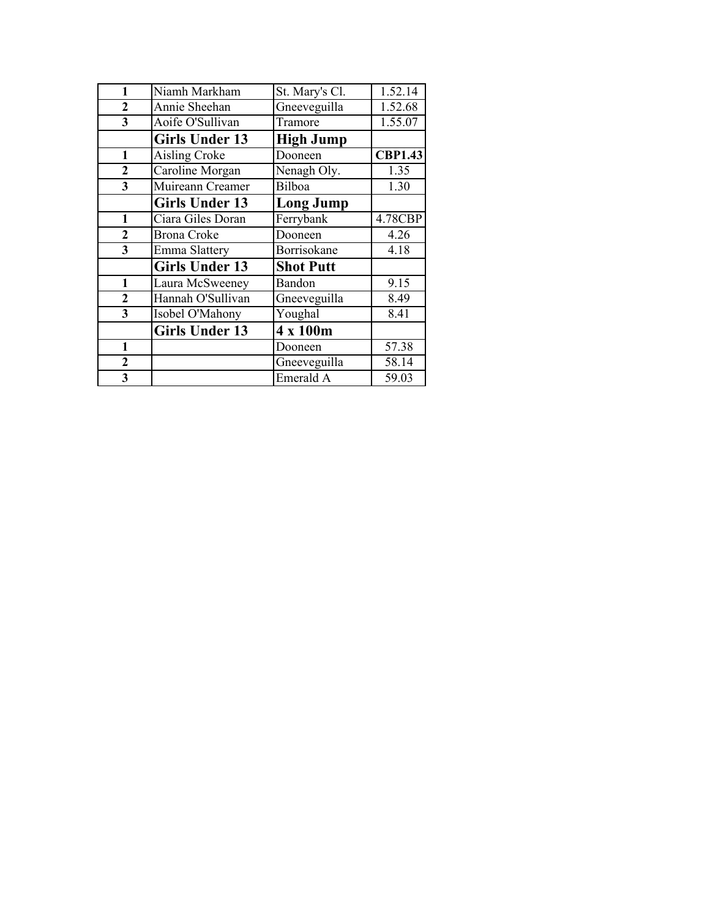| | | | |
|---|---|---|---|
| **1** | Niamh Markham | St. Mary's Cl. | 1.52.14 |
| **2** | Annie Sheehan | Gneeveguilla | 1.52.68 |
| **3** | Aoife O'Sullivan | Tramore | 1.55.07 |
| | **Girls Under 13** | **High Jump** | |
| **1** | Aisling Croke | Dooneen | **CBP1.43** |
| **2** | Caroline Morgan | Nenagh Oly. | 1.35 |
| **3** | Muireann Creamer | Bilboa | 1.30 |
| | **Girls Under 13** | **Long Jump** | |
| **1** | Ciara Giles Doran | Ferrybank | 4.78CBP |
| **2** | Brona Croke | Dooneen | 4.26 |
| **3** | Emma Slattery | Borrisokane | 4.18 |
| | **Girls Under 13** | **Shot Putt** | |
| **1** | Laura McSweeney | Bandon | 9.15 |
| **2** | Hannah O'Sullivan | Gneeveguilla | 8.49 |
| **3** | Isobel O'Mahony | Youghal | 8.41 |
| | **Girls Under 13** | **4 x 100m** | |
| **1** | | Dooneen | 57.38 |
| **2** | | Gneeveguilla | 58.14 |
| **3** | | Emerald A | 59.03 |